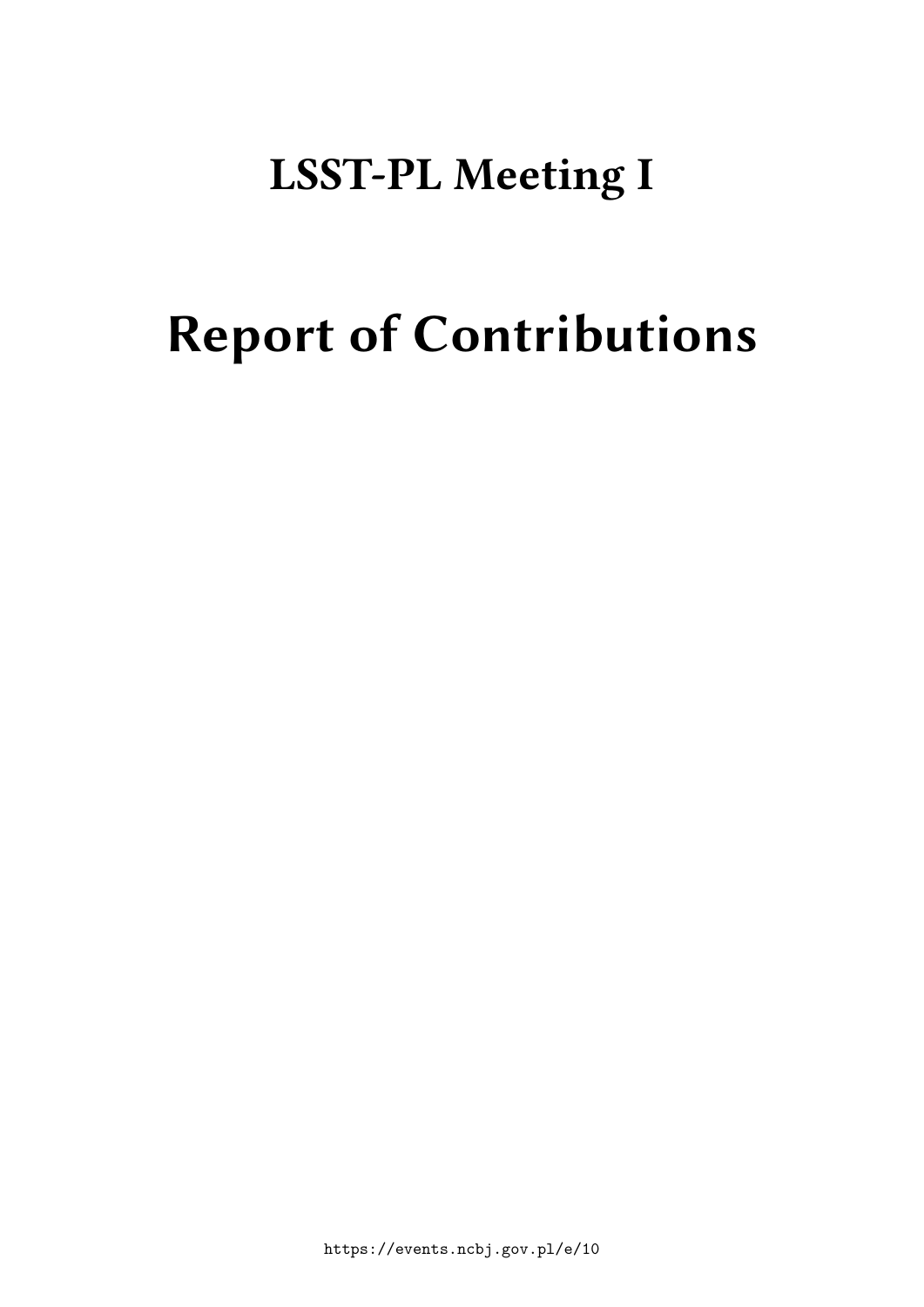# LSST-PL Meeting I

# Report of Contributions

https://events.ncbj.gov.pl/e/10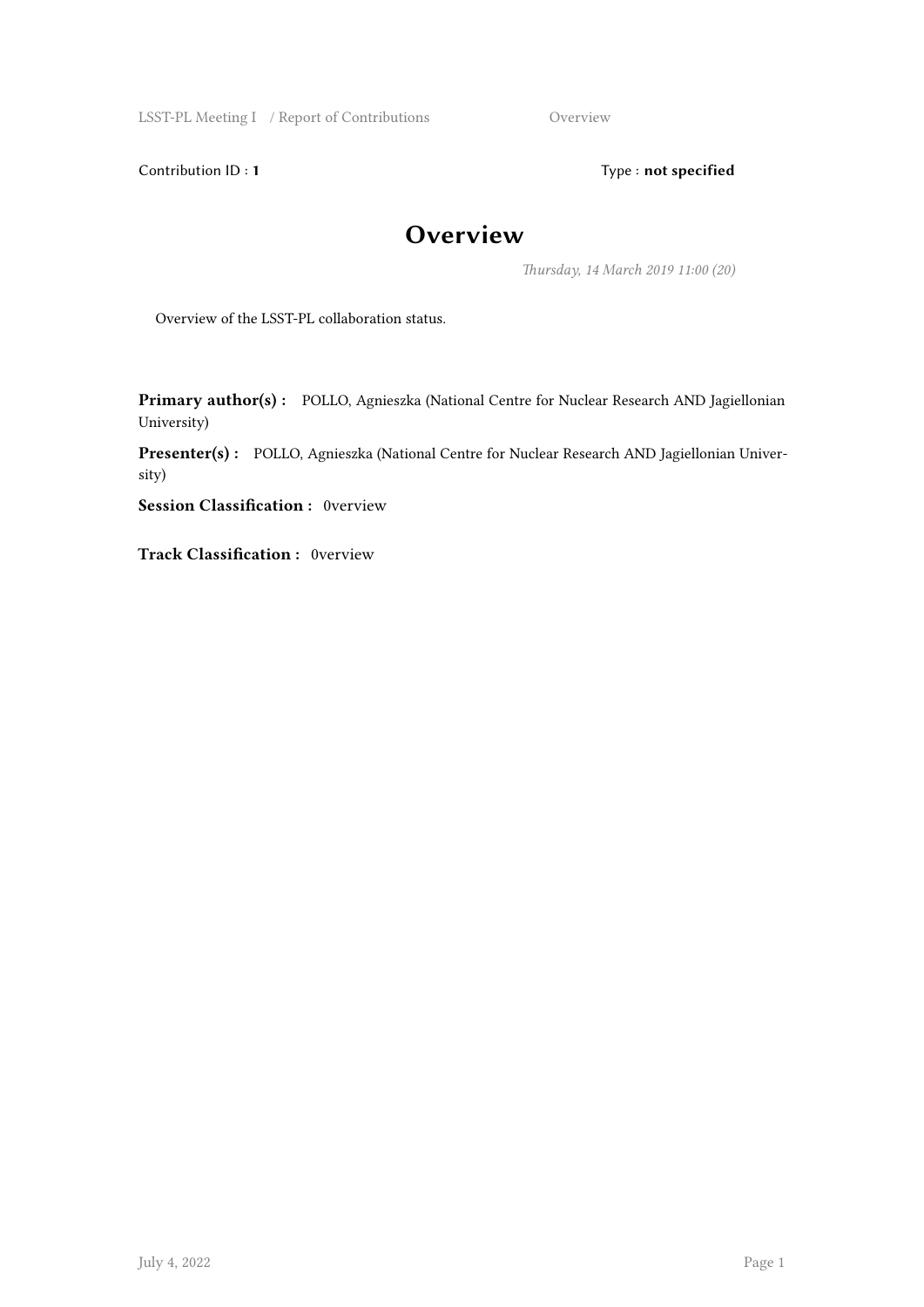Contribution ID : **1**    Type : **not specified**

# Overview

*Thursday, 14 March 2019 11:00 (20)*

Overview of the LSST-PL collaboration status.

**Primary author(s) :** POLLO, Agnieszka (National Centre for Nuclear Research AND Jagiellonian University)

**Presenter(s) :** POLLO, Agnieszka (National Centre for Nuclear Research AND Jagiellonian University)

**Session Classification :** 0verview

**Track Classification :** 0verview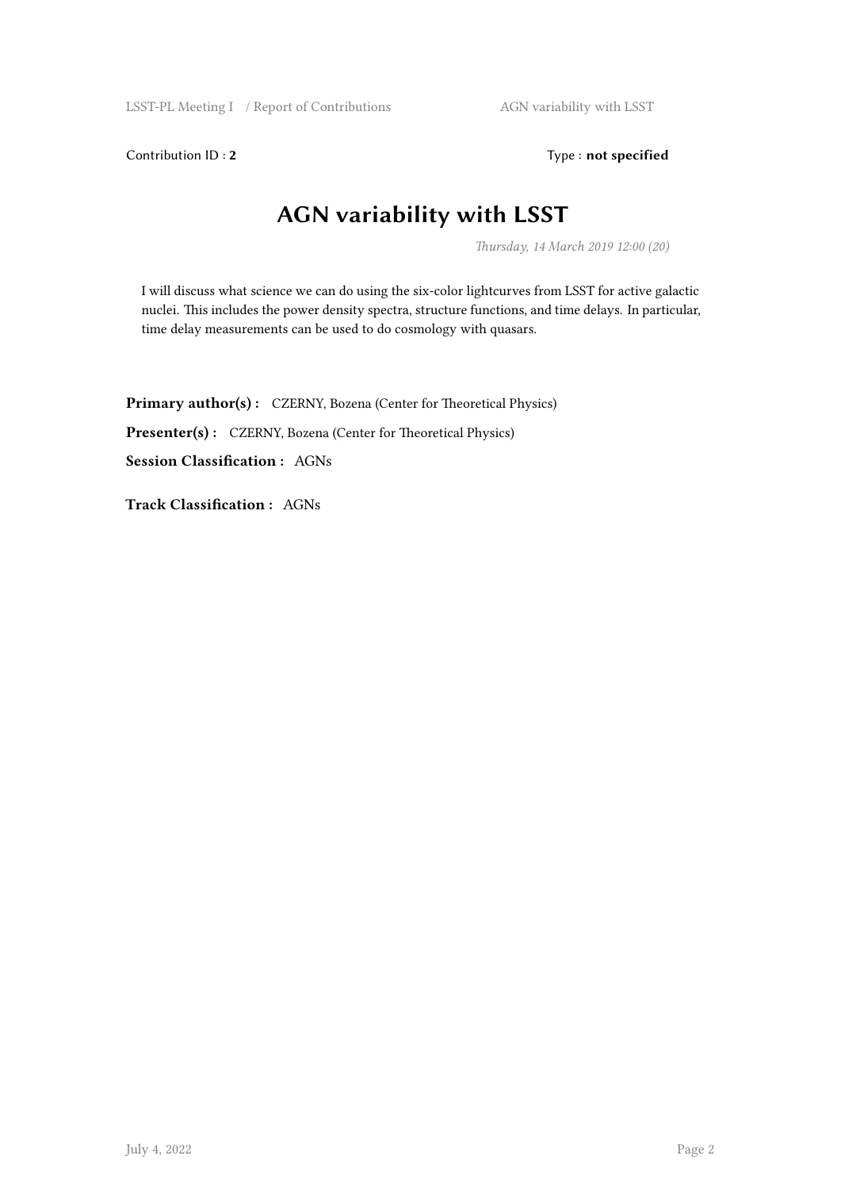Contribution ID : **2** Type : **not specified**

# AGN variability with LSST

*Thursday, 14 March 2019 12:00 (20)*

I will discuss what science we can do using the six-color lightcurves from LSST for active galactic nuclei. This includes the power density spectra, structure functions, and time delays. In particular, time delay measurements can be used to do cosmology with quasars.

**Primary author(s) :** CZERNY, Bozena (Center for Theoretical Physics)

**Presenter(s) :** CZERNY, Bozena (Center for Theoretical Physics)

**Session Classification :** AGNs

**Track Classification :** AGNs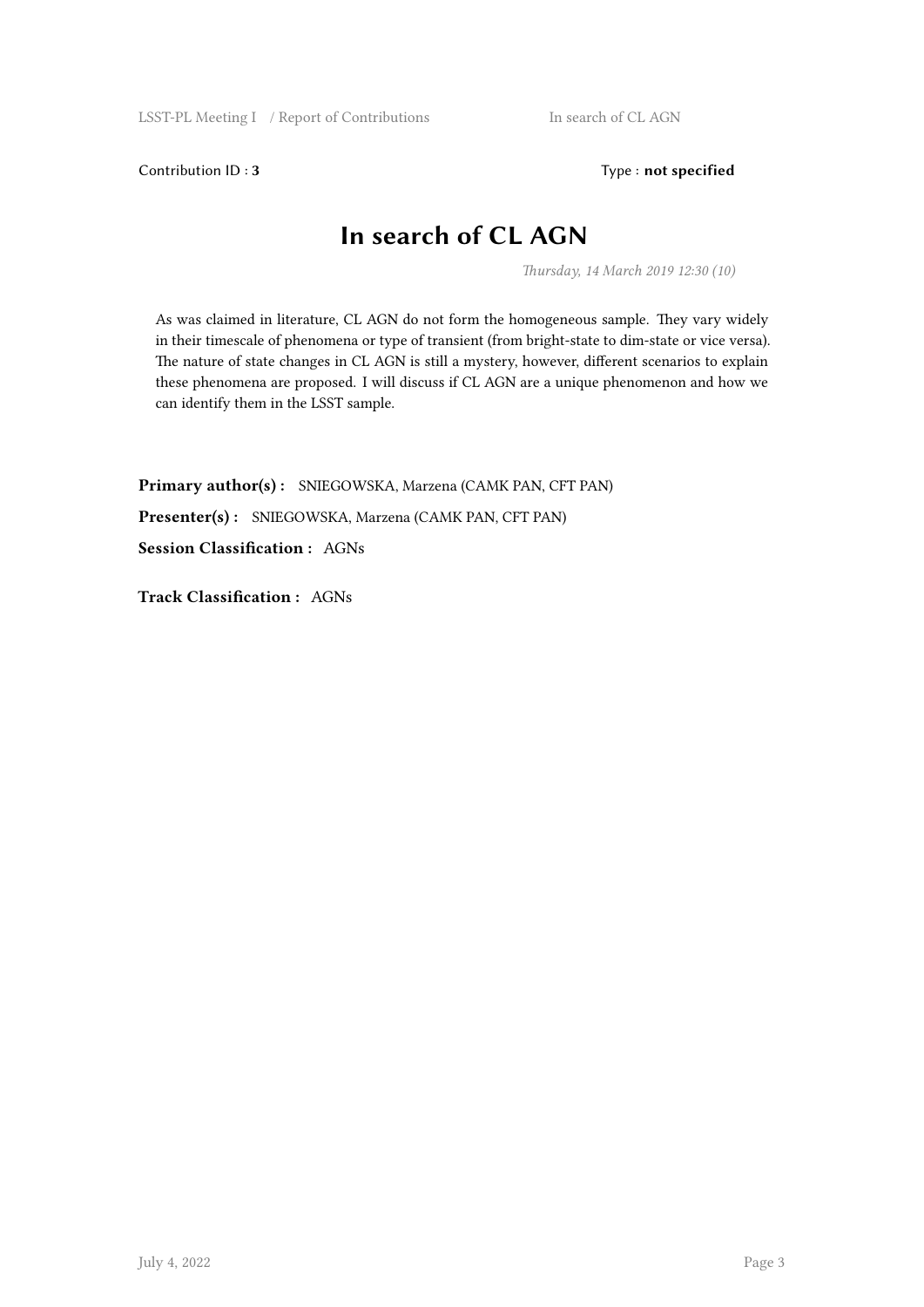Contribution ID : **3**

Type : **not specified**

# In search of CL AGN

*Thursday, 14 March 2019 12:30 (10)*

As was claimed in literature, CL AGN do not form the homogeneous sample. They vary widely in their timescale of phenomena or type of transient (from bright-state to dim-state or vice versa). The nature of state changes in CL AGN is still a mystery, however, different scenarios to explain these phenomena are proposed. I will discuss if CL AGN are a unique phenomenon and how we can identify them in the LSST sample.

**Primary author(s) :** SNIEGOWSKA, Marzena (CAMK PAN, CFT PAN)

**Presenter(s) :** SNIEGOWSKA, Marzena (CAMK PAN, CFT PAN)

**Session Classification :** AGNs

**Track Classification :** AGNs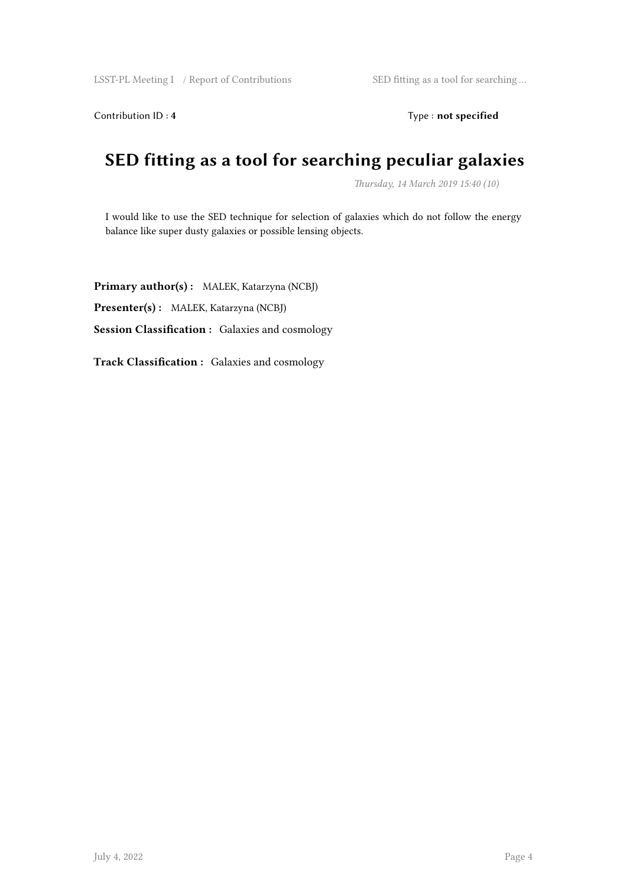Contribution ID : **4**

Type : **not specified**

# SED fitting as a tool for searching peculiar galaxies

*Thursday, 14 March 2019 15:40 (10)*

I would like to use the SED technique for selection of galaxies which do not follow the energy balance like super dusty galaxies or possible lensing objects.

**Primary author(s) :** MALEK, Katarzyna (NCBJ)

**Presenter(s) :** MALEK, Katarzyna (NCBJ)

**Session Classification :** Galaxies and cosmology

**Track Classification :** Galaxies and cosmology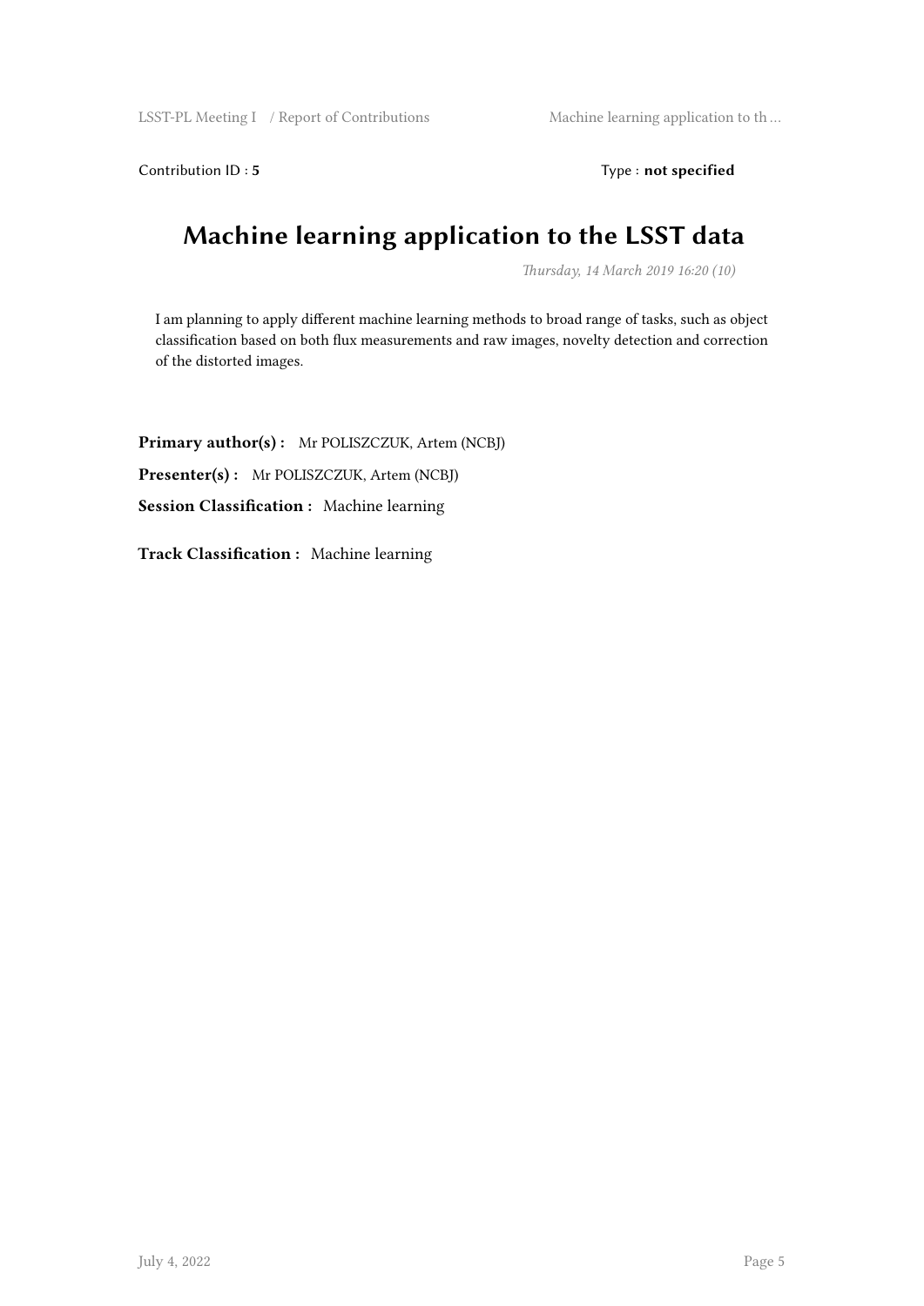Contribution ID : **5**

Type : **not specified**

# Machine learning application to the LSST data

*Thursday, 14 March 2019 16:20 (10)*

I am planning to apply different machine learning methods to broad range of tasks, such as object classification based on both flux measurements and raw images, novelty detection and correction of the distorted images.

**Primary author(s) :** Mr POLISZCZUK, Artem (NCBJ)

**Presenter(s) :** Mr POLISZCZUK, Artem (NCBJ)

**Session Classification :** Machine learning

**Track Classification :** Machine learning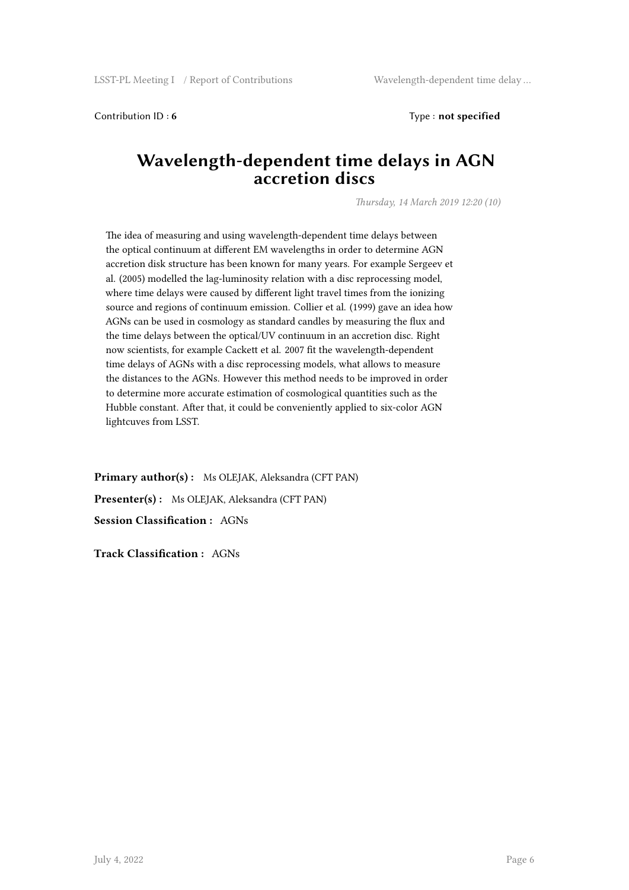Contribution ID : **6**

Type : **not specified**

# Wavelength-dependent time delays in AGN accretion discs

*Thursday, 14 March 2019 12:20 (10)*

The idea of measuring and using wavelength-dependent time delays between the optical continuum at different EM wavelengths in order to determine AGN accretion disk structure has been known for many years. For example Sergeev et al. (2005) modelled the lag-luminosity relation with a disc reprocessing model, where time delays were caused by different light travel times from the ionizing source and regions of continuum emission. Collier et al. (1999) gave an idea how AGNs can be used in cosmology as standard candles by measuring the flux and the time delays between the optical/UV continuum in an accretion disc. Right now scientists, for example Cackett et al. 2007 fit the wavelength-dependent time delays of AGNs with a disc reprocessing models, what allows to measure the distances to the AGNs. However this method needs to be improved in order to determine more accurate estimation of cosmological quantities such as the Hubble constant. After that, it could be conveniently applied to six-color AGN lightcuves from LSST.

**Primary author(s) :** Ms OLEJAK, Aleksandra (CFT PAN)

**Presenter(s) :** Ms OLEJAK, Aleksandra (CFT PAN)

**Session Classification :** AGNs

**Track Classification :** AGNs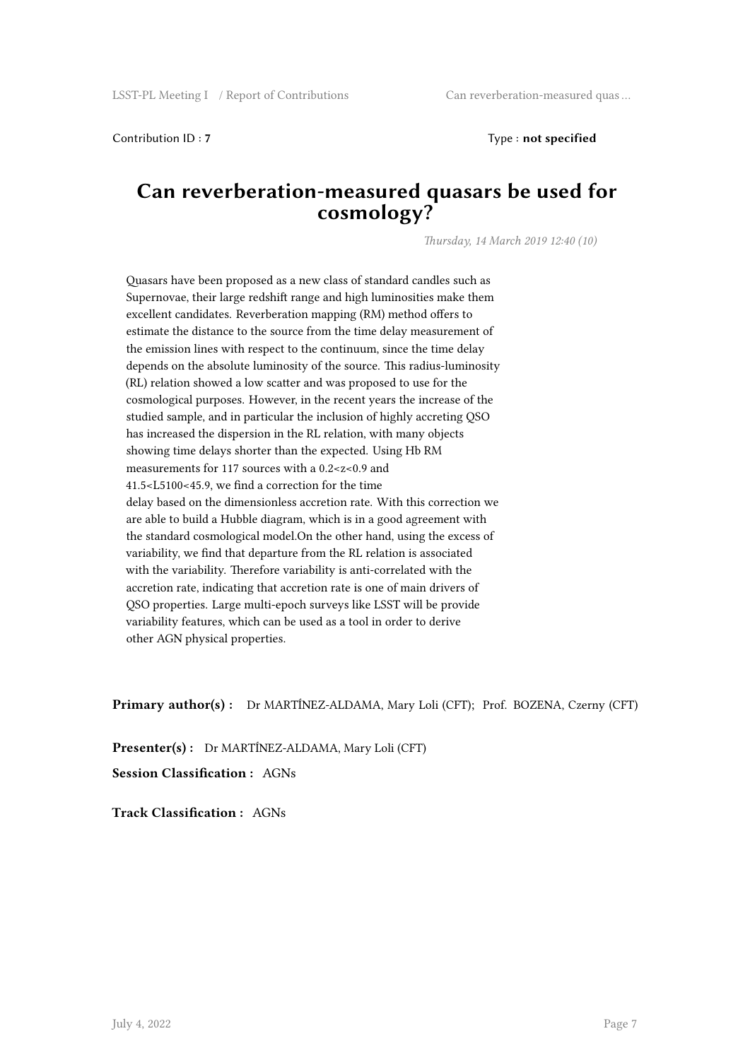Contribution ID : **7** Type : **not specified**

# Can reverberation-measured quasars be used for cosmology?

*Thursday, 14 March 2019 12:40 (10)*

Quasars have been proposed as a new class of standard candles such as Supernovae, their large redshift range and high luminosities make them excellent candidates. Reverberation mapping (RM) method offers to estimate the distance to the source from the time delay measurement of the emission lines with respect to the continuum, since the time delay depends on the absolute luminosity of the source. This radius-luminosity (RL) relation showed a low scatter and was proposed to use for the cosmological purposes. However, in the recent years the increase of the studied sample, and in particular the inclusion of highly accreting QSO has increased the dispersion in the RL relation, with many objects showing time delays shorter than the expected. Using Hb RM measurements for 117 sources with a $0.2<z<0.9$ and $41.5<L5100<45.9$, we find a correction for the time delay based on the dimensionless accretion rate. With this correction we are able to build a Hubble diagram, which is in a good agreement with the standard cosmological model.On the other hand, using the excess of variability, we find that departure from the RL relation is associated with the variability. Therefore variability is anti-correlated with the accretion rate, indicating that accretion rate is one of main drivers of QSO properties. Large multi-epoch surveys like LSST will be provide variability features, which can be used as a tool in order to derive other AGN physical properties.

**Primary author(s) :** Dr MARTÍNEZ-ALDAMA, Mary Loli (CFT); Prof. BOZENA, Czerny (CFT)

**Presenter(s) :** Dr MARTÍNEZ-ALDAMA, Mary Loli (CFT)

**Session Classification :** AGNs

**Track Classification :** AGNs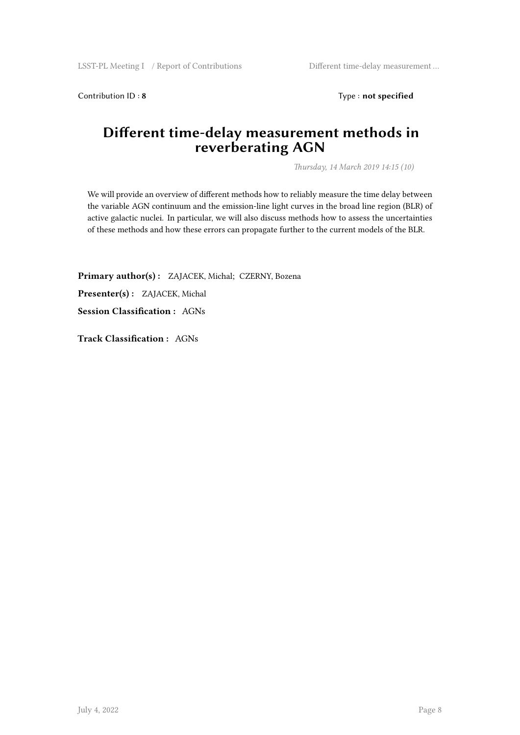Contribution ID : **8** Type : **not specified**

# Different time-delay measurement methods in reverberating AGN

*Thursday, 14 March 2019 14:15 (10)*

We will provide an overview of different methods how to reliably measure the time delay between the variable AGN continuum and the emission-line light curves in the broad line region (BLR) of active galactic nuclei. In particular, we will also discuss methods how to assess the uncertainties of these methods and how these errors can propagate further to the current models of the BLR.

**Primary author(s) :** ZAJACEK, Michal; CZERNY, Bozena

**Presenter(s) :** ZAJACEK, Michal

**Session Classification :** AGNs

**Track Classification :** AGNs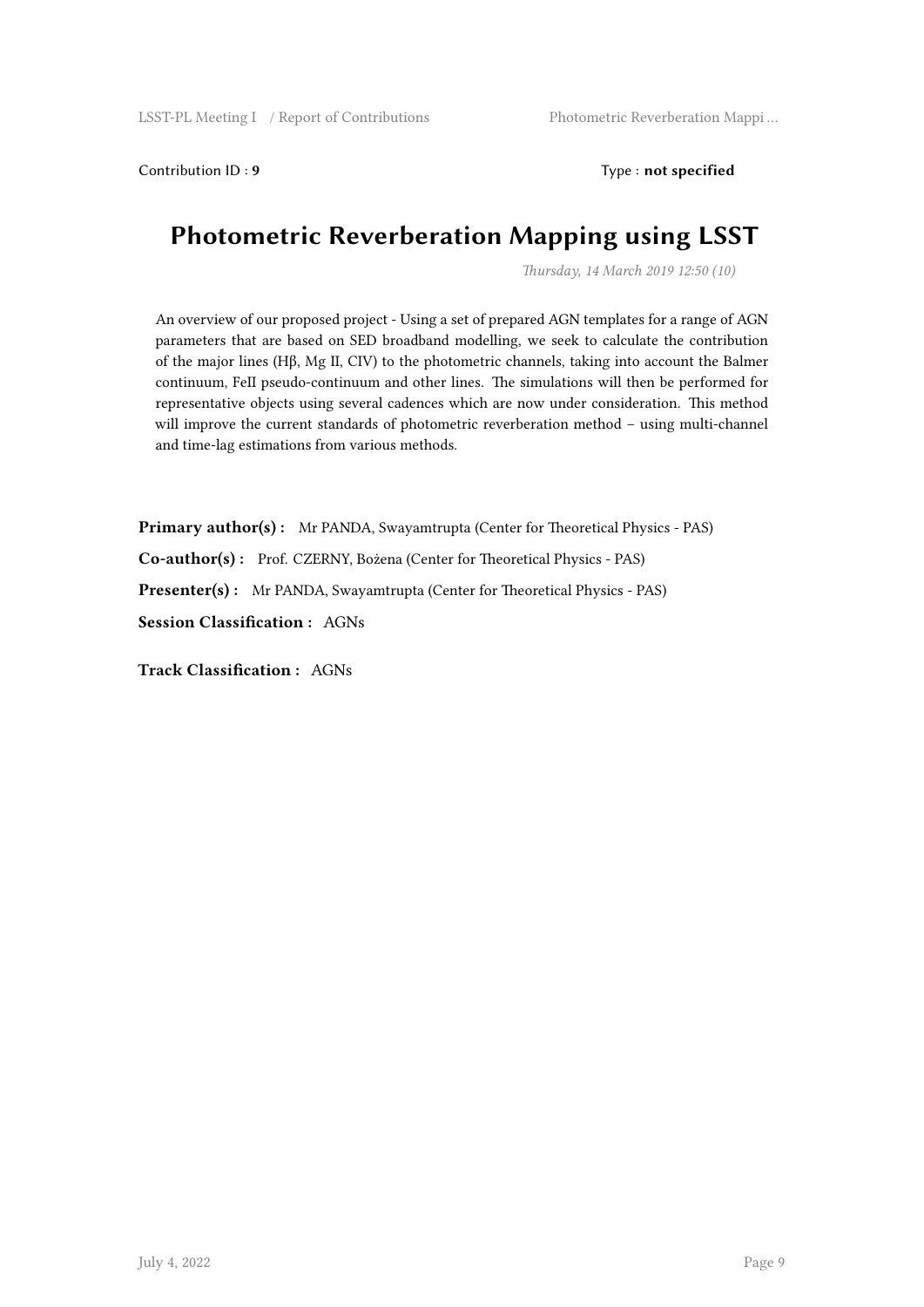Contribution ID : **9**

Type : **not specified**

# Photometric Reverberation Mapping using LSST

*Thursday, 14 March 2019 12:50 (10)*

An overview of our proposed project - Using a set of prepared AGN templates for a range of AGN parameters that are based on SED broadband modelling, we seek to calculate the contribution of the major lines (Hβ, Mg II, CIV) to the photometric channels, taking into account the Balmer continuum, FeII pseudo-continuum and other lines. The simulations will then be performed for representative objects using several cadences which are now under consideration. This method will improve the current standards of photometric reverberation method – using multi-channel and time-lag estimations from various methods.

**Primary author(s) :** Mr PANDA, Swayamtrupta (Center for Theoretical Physics - PAS)

**Co-author(s) :** Prof. CZERNY, Bożena (Center for Theoretical Physics - PAS)

**Presenter(s) :** Mr PANDA, Swayamtrupta (Center for Theoretical Physics - PAS)

**Session Classification :** AGNs

**Track Classification :** AGNs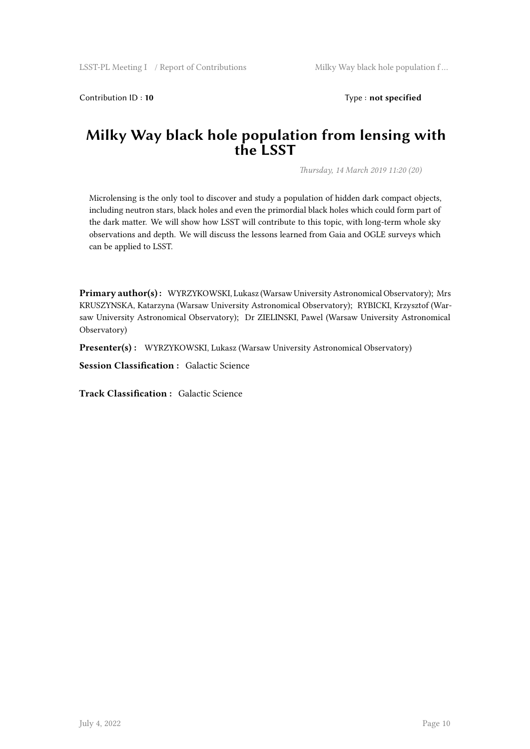Contribution ID : **10** Type : **not specified**

# Milky Way black hole population from lensing with the LSST

*Thursday, 14 March 2019 11:20 (20)*

Microlensing is the only tool to discover and study a population of hidden dark compact objects, including neutron stars, black holes and even the primordial black holes which could form part of the dark matter. We will show how LSST will contribute to this topic, with long-term whole sky observations and depth. We will discuss the lessons learned from Gaia and OGLE surveys which can be applied to LSST.

**Primary author(s) :** WYRZYKOWSKI, Lukasz (Warsaw University Astronomical Observatory); Mrs KRUSZYNSKA, Katarzyna (Warsaw University Astronomical Observatory); RYBICKI, Krzysztof (Warsaw University Astronomical Observatory); Dr ZIELINSKI, Pawel (Warsaw University Astronomical Observatory)

**Presenter(s) :** WYRZYKOWSKI, Lukasz (Warsaw University Astronomical Observatory)

**Session Classification :** Galactic Science

**Track Classification :** Galactic Science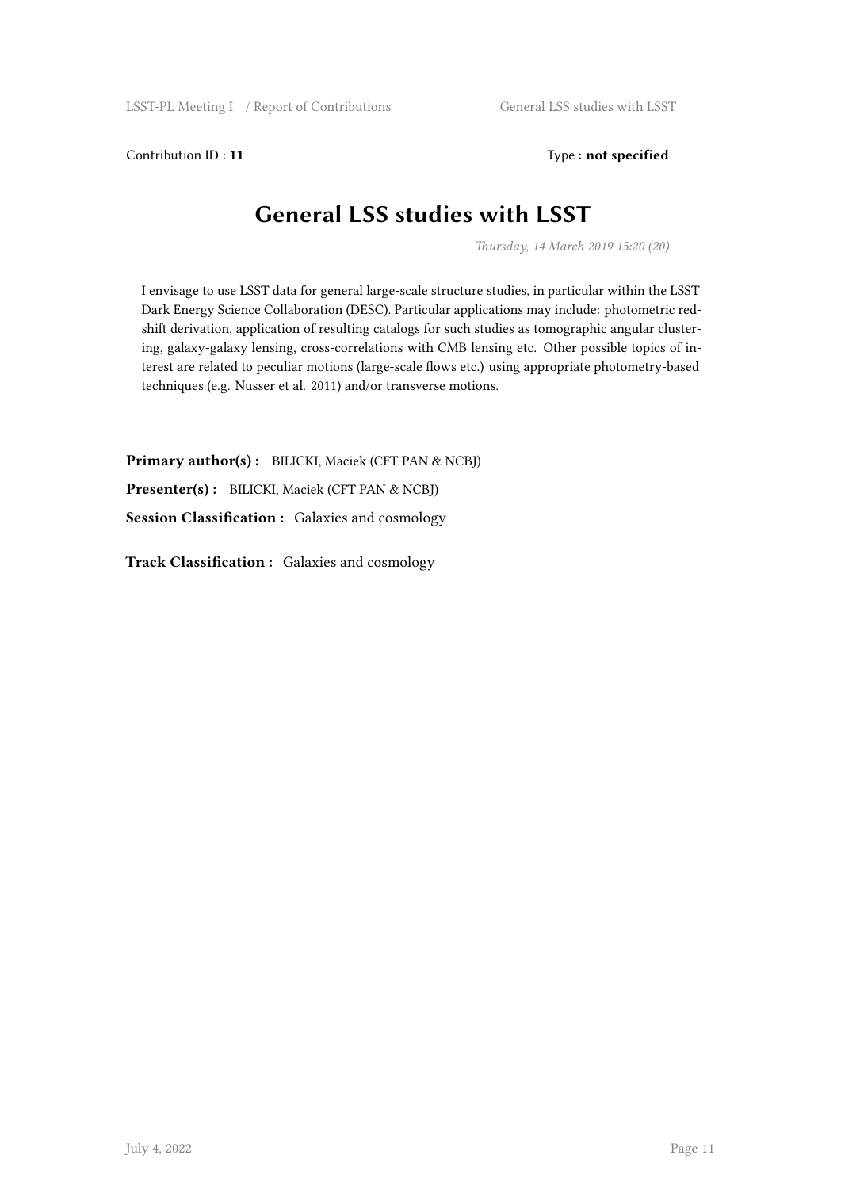Contribution ID : **11**

Type : **not specified**

# General LSS studies with LSST

*Thursday, 14 March 2019 15:20 (20)*

I envisage to use LSST data for general large-scale structure studies, in particular within the LSST Dark Energy Science Collaboration (DESC). Particular applications may include: photometric redshift derivation, application of resulting catalogs for such studies as tomographic angular clustering, galaxy-galaxy lensing, cross-correlations with CMB lensing etc. Other possible topics of interest are related to peculiar motions (large-scale flows etc.) using appropriate photometry-based techniques (e.g. Nusser et al. 2011) and/or transverse motions.

**Primary author(s) :** BILICKI, Maciek (CFT PAN & NCBJ)

**Presenter(s) :** BILICKI, Maciek (CFT PAN & NCBJ)

**Session Classification :** Galaxies and cosmology

**Track Classification :** Galaxies and cosmology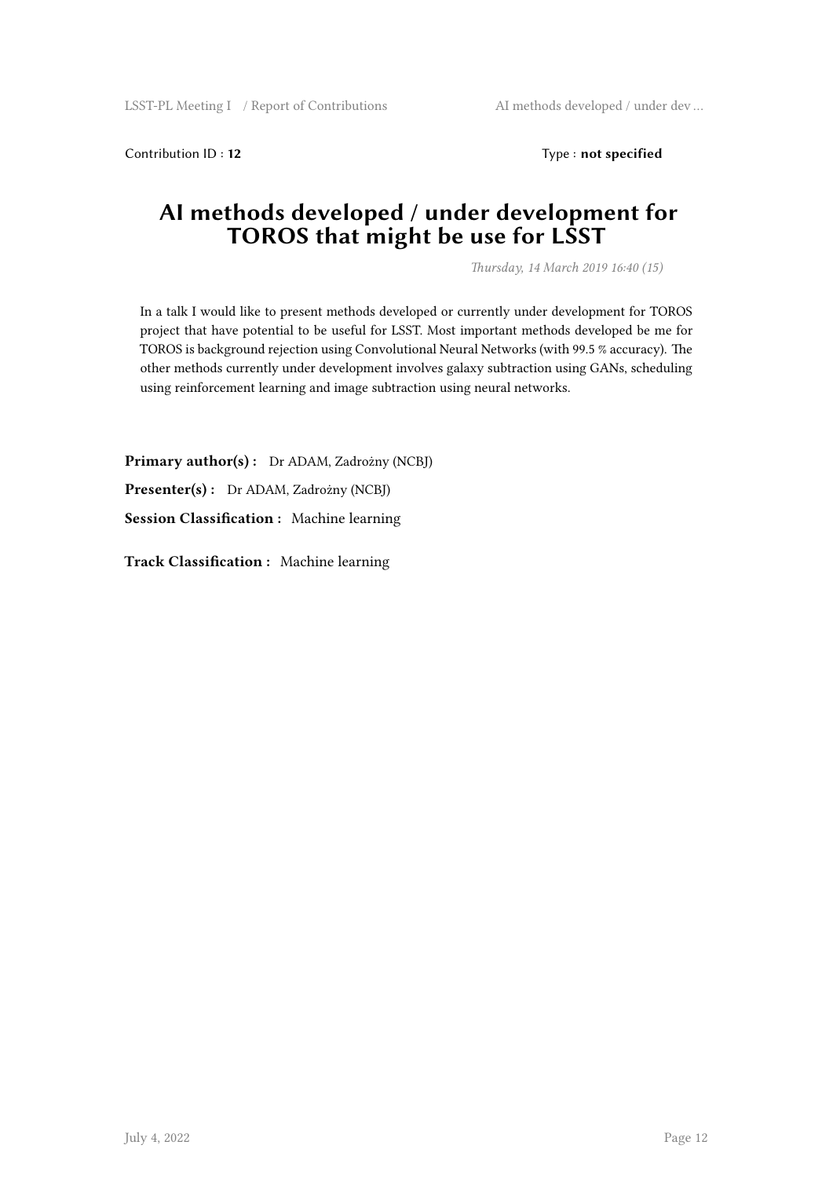Contribution ID : **12** Type : **not specified**

# AI methods developed / under development for TOROS that might be use for LSST

*Thursday, 14 March 2019 16:40 (15)*

In a talk I would like to present methods developed or currently under development for TOROS project that have potential to be useful for LSST. Most important methods developed be me for TOROS is background rejection using Convolutional Neural Networks (with 99.5 % accuracy). The other methods currently under development involves galaxy subtraction using GANs, scheduling using reinforcement learning and image subtraction using neural networks.

**Primary author(s) :** Dr ADAM, Zadrożny (NCBJ)

**Presenter(s) :** Dr ADAM, Zadrożny (NCBJ)

**Session Classification :** Machine learning

**Track Classification :** Machine learning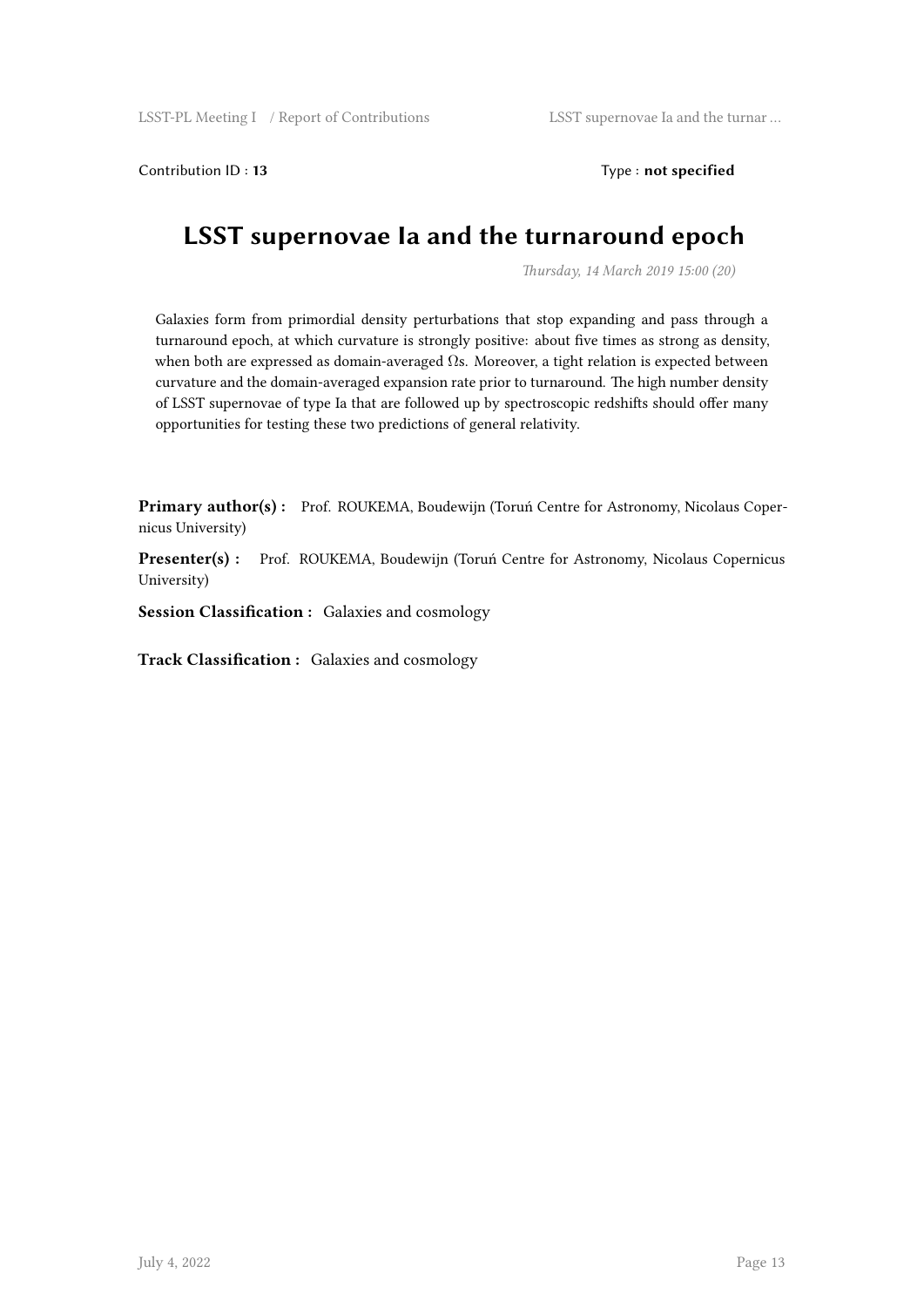Contribution ID : **13**

Type : **not specified**

# LSST supernovae Ia and the turnaround epoch

*Thursday, 14 March 2019 15:00 (20)*

Galaxies form from primordial density perturbations that stop expanding and pass through a turnaround epoch, at which curvature is strongly positive: about five times as strong as density, when both are expressed as domain-averaged $\Omega$s. Moreover, a tight relation is expected between curvature and the domain-averaged expansion rate prior to turnaround. The high number density of LSST supernovae of type Ia that are followed up by spectroscopic redshifts should offer many opportunities for testing these two predictions of general relativity.

**Primary author(s) :** Prof. ROUKEMA, Boudewijn (Toruń Centre for Astronomy, Nicolaus Copernicus University)

**Presenter(s) :** Prof. ROUKEMA, Boudewijn (Toruń Centre for Astronomy, Nicolaus Copernicus University)

**Session Classification :** Galaxies and cosmology

**Track Classification :** Galaxies and cosmology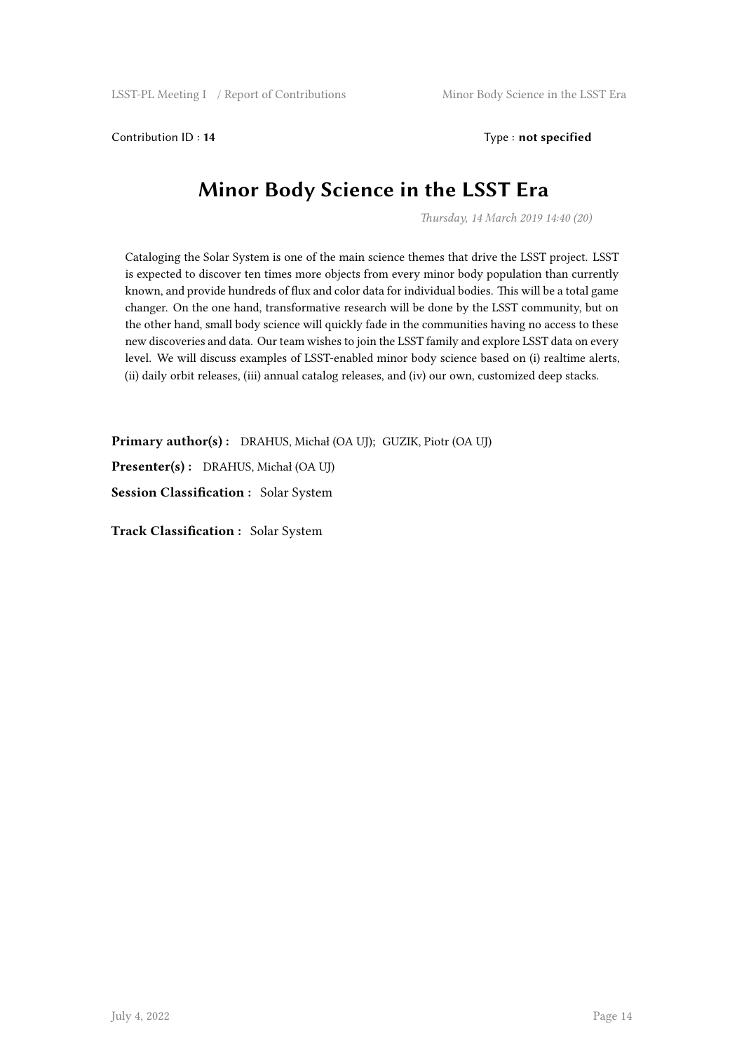Contribution ID : **14** Type : **not specified**

# Minor Body Science in the LSST Era

*Thursday, 14 March 2019 14:40 (20)*

Cataloging the Solar System is one of the main science themes that drive the LSST project. LSST is expected to discover ten times more objects from every minor body population than currently known, and provide hundreds of flux and color data for individual bodies. This will be a total game changer. On the one hand, transformative research will be done by the LSST community, but on the other hand, small body science will quickly fade in the communities having no access to these new discoveries and data. Our team wishes to join the LSST family and explore LSST data on every level. We will discuss examples of LSST-enabled minor body science based on (i) realtime alerts, (ii) daily orbit releases, (iii) annual catalog releases, and (iv) our own, customized deep stacks.

**Primary author(s) :** DRAHUS, Michał (OA UJ); GUZIK, Piotr (OA UJ)

**Presenter(s) :** DRAHUS, Michał (OA UJ)

**Session Classification :** Solar System

**Track Classification :** Solar System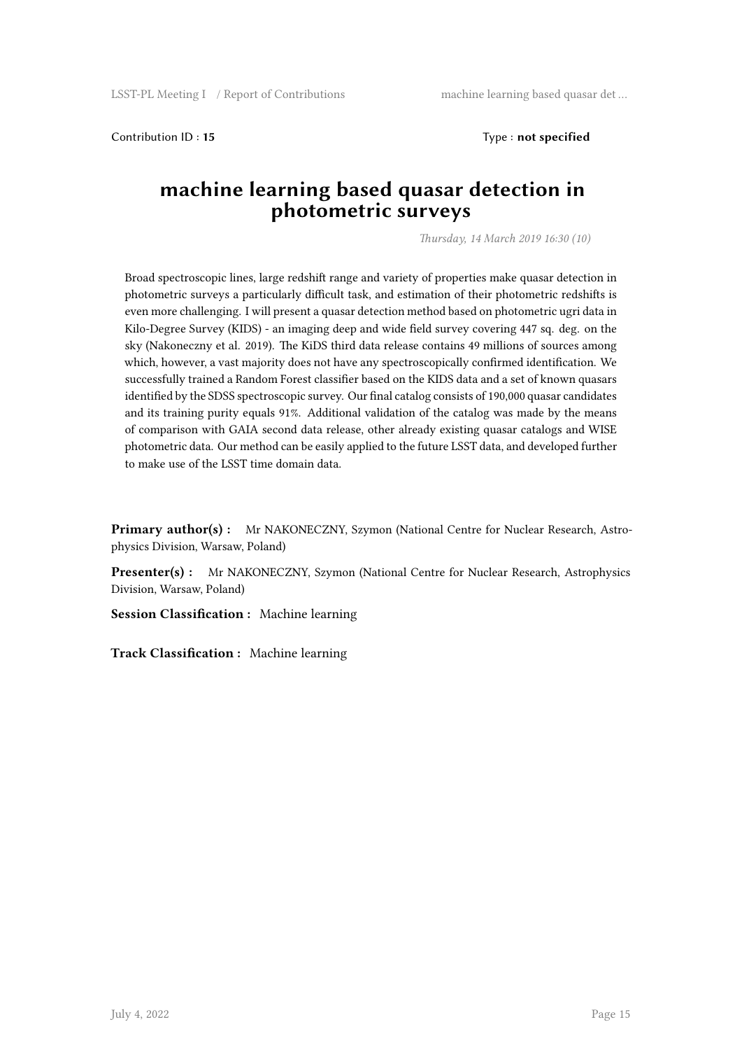Contribution ID : **15**

Type : **not specified**

# machine learning based quasar detection in photometric surveys

*Thursday, 14 March 2019 16:30 (10)*

Broad spectroscopic lines, large redshift range and variety of properties make quasar detection in photometric surveys a particularly difficult task, and estimation of their photometric redshifts is even more challenging. I will present a quasar detection method based on photometric ugri data in Kilo-Degree Survey (KIDS) - an imaging deep and wide field survey covering 447 sq. deg. on the sky (Nakoneczny et al. 2019). The KiDS third data release contains 49 millions of sources among which, however, a vast majority does not have any spectroscopically confirmed identification. We successfully trained a Random Forest classifier based on the KIDS data and a set of known quasars identified by the SDSS spectroscopic survey. Our final catalog consists of 190,000 quasar candidates and its training purity equals 91%. Additional validation of the catalog was made by the means of comparison with GAIA second data release, other already existing quasar catalogs and WISE photometric data. Our method can be easily applied to the future LSST data, and developed further to make use of the LSST time domain data.

**Primary author(s) :** Mr NAKONECZNY, Szymon (National Centre for Nuclear Research, Astrophysics Division, Warsaw, Poland)

**Presenter(s) :** Mr NAKONECZNY, Szymon (National Centre for Nuclear Research, Astrophysics Division, Warsaw, Poland)

**Session Classification :** Machine learning

**Track Classification :** Machine learning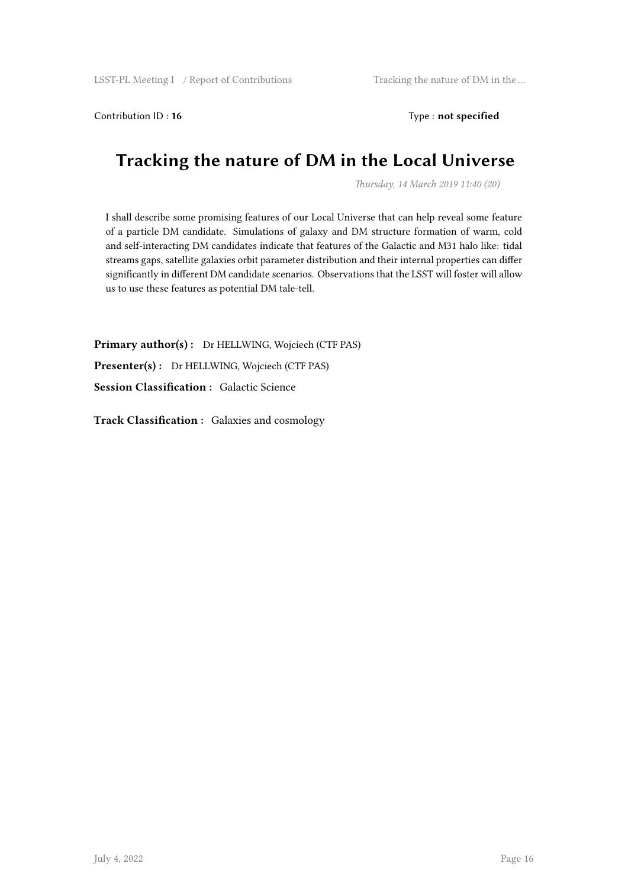Contribution ID : **16** Type : **not specified**

# Tracking the nature of DM in the Local Universe

*Thursday, 14 March 2019 11:40 (20)*

I shall describe some promising features of our Local Universe that can help reveal some feature of a particle DM candidate. Simulations of galaxy and DM structure formation of warm, cold and self-interacting DM candidates indicate that features of the Galactic and M31 halo like: tidal streams gaps, satellite galaxies orbit parameter distribution and their internal properties can differ significantly in different DM candidate scenarios. Observations that the LSST will foster will allow us to use these features as potential DM tale-tell.

**Primary author(s) :** Dr HELLWING, Wojciech (CTF PAS)

**Presenter(s) :** Dr HELLWING, Wojciech (CTF PAS)

**Session Classification :** Galactic Science

**Track Classification :** Galaxies and cosmology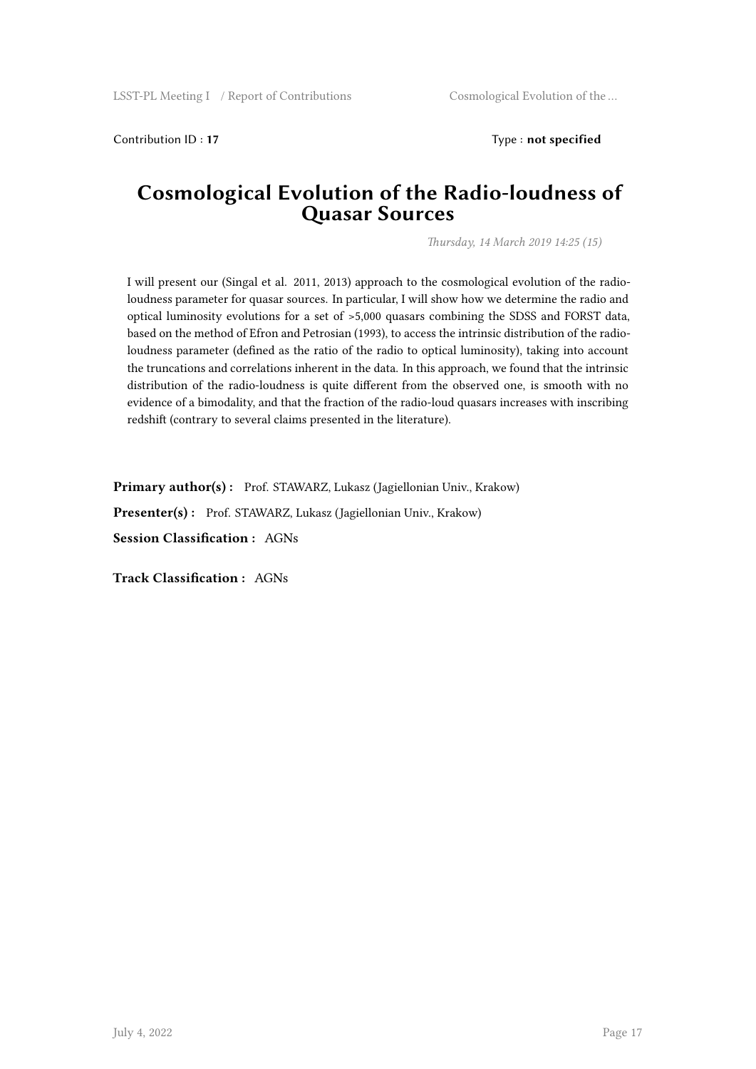Contribution ID : **17** Type : **not specified**

# Cosmological Evolution of the Radio-loudness of Quasar Sources

*Thursday, 14 March 2019 14:25 (15)*

I will present our (Singal et al. 2011, 2013) approach to the cosmological evolution of the radio-loudness parameter for quasar sources. In particular, I will show how we determine the radio and optical luminosity evolutions for a set of >5,000 quasars combining the SDSS and FORST data, based on the method of Efron and Petrosian (1993), to access the intrinsic distribution of the radio-loudness parameter (defined as the ratio of the radio to optical luminosity), taking into account the truncations and correlations inherent in the data. In this approach, we found that the intrinsic distribution of the radio-loudness is quite different from the observed one, is smooth with no evidence of a bimodality, and that the fraction of the radio-loud quasars increases with inscribing redshift (contrary to several claims presented in the literature).

**Primary author(s) :** Prof. STAWARZ, Lukasz (Jagiellonian Univ., Krakow)

**Presenter(s) :** Prof. STAWARZ, Lukasz (Jagiellonian Univ., Krakow)

**Session Classification :** AGNs

**Track Classification :** AGNs